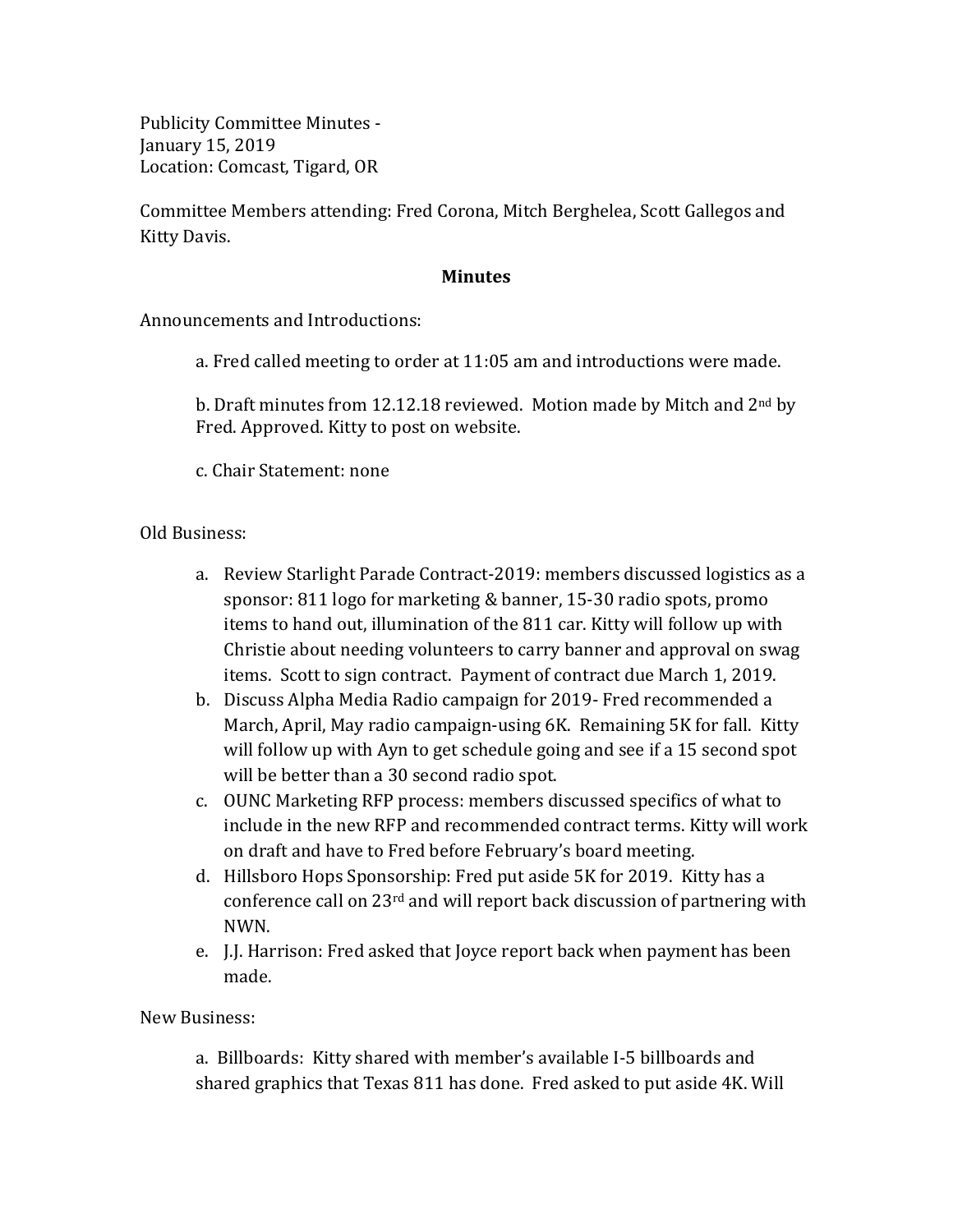Publicity Committee Minutes -
January 15, 2019
Location: Comcast, Tigard, OR

Committee Members attending: Fred Corona, Mitch Berghelea, Scott Gallegos and Kitty Davis.

**Minutes**

Announcements and Introductions:

a. Fred called meeting to order at 11:05 am and introductions were made.

b. Draft minutes from 12.12.18 reviewed. Motion made by Mitch and 2nd by Fred. Approved. Kitty to post on website.

c. Chair Statement: none

Old Business:

a. Review Starlight Parade Contract-2019: members discussed logistics as a sponsor: 811 logo for marketing & banner, 15-30 radio spots, promo items to hand out, illumination of the 811 car. Kitty will follow up with Christie about needing volunteers to carry banner and approval on swag items. Scott to sign contract. Payment of contract due March 1, 2019.
b. Discuss Alpha Media Radio campaign for 2019- Fred recommended a March, April, May radio campaign-using 6K. Remaining 5K for fall. Kitty will follow up with Ayn to get schedule going and see if a 15 second spot will be better than a 30 second radio spot.
c. OUNC Marketing RFP process: members discussed specifics of what to include in the new RFP and recommended contract terms. Kitty will work on draft and have to Fred before February's board meeting.
d. Hillsboro Hops Sponsorship: Fred put aside 5K for 2019. Kitty has a conference call on 23rd and will report back discussion of partnering with NWN.
e. J.J. Harrison: Fred asked that Joyce report back when payment has been made.

New Business:

a. Billboards: Kitty shared with member's available I-5 billboards and shared graphics that Texas 811 has done. Fred asked to put aside 4K. Will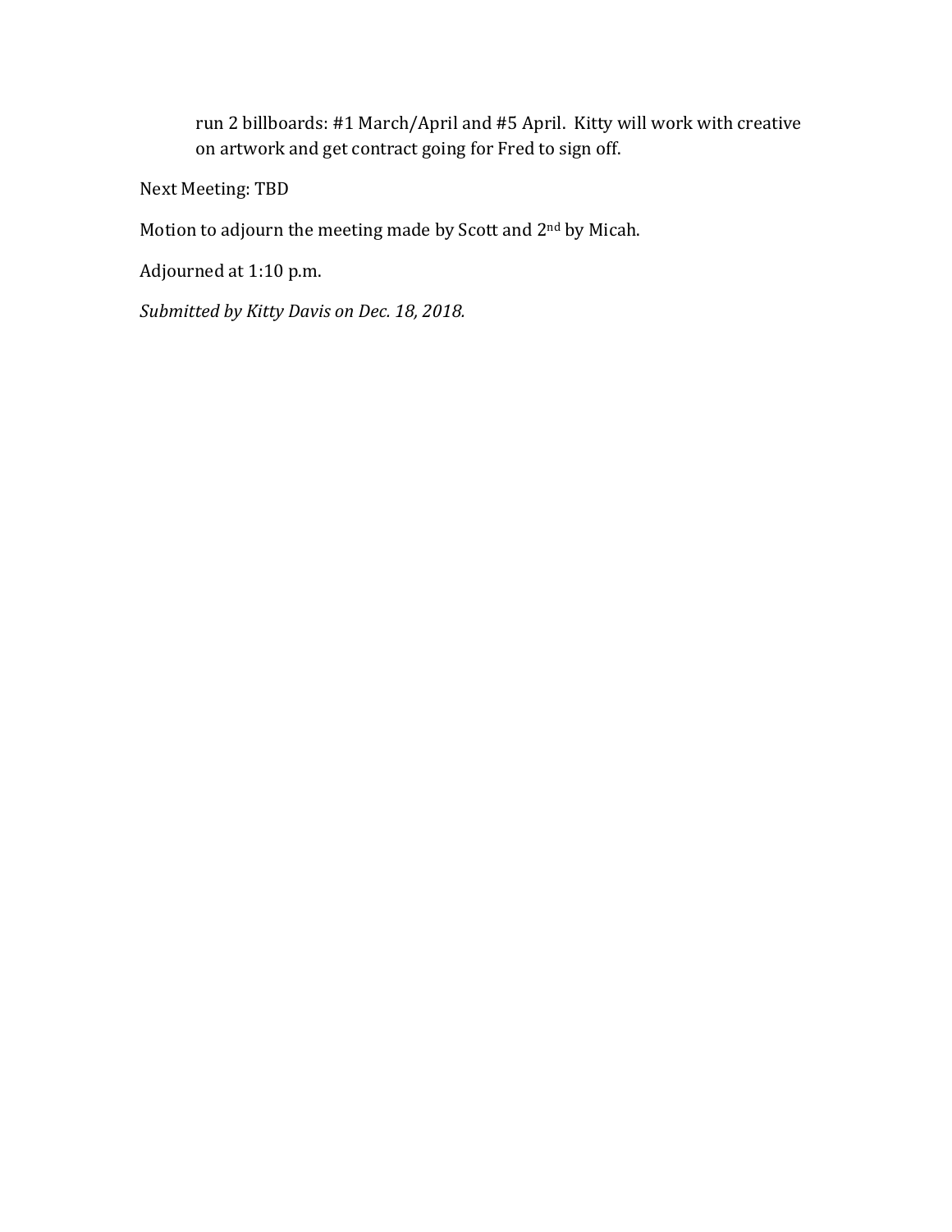run 2 billboards: #1 March/April and #5 April. Kitty will work with creative on artwork and get contract going for Fred to sign off.

Next Meeting: TBD

Motion to adjourn the meeting made by Scott and 2nd by Micah.

Adjourned at 1:10 p.m.

*Submitted by Kitty Davis on Dec. 18, 2018.*